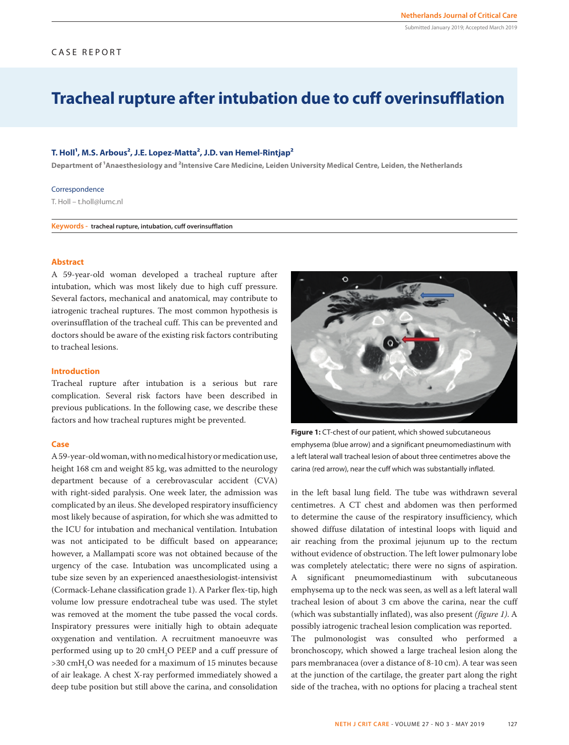CASE REPORT

# Tracheal rupture after intubation due to cuff overinsufflation

**T. Holl[1], M.S. Arbous[2], J.E. Lopez-Matta[2], J.D. van Hemel-Rintjap[2]**

**Department of [1]Anaesthesiology and [2]Intensive Care Medicine, Leiden University Medical Centre, Leiden, the Netherlands**

Correspondence

T. Holl – t.holl@lumc.nl

**Keywords - tracheal rupture, intubation, cuff overinsufflation**

## Abstract

A 59-year-old woman developed a tracheal rupture after intubation, which was most likely due to high cuff pressure. Several factors, mechanical and anatomical, may contribute to iatrogenic tracheal ruptures. The most common hypothesis is overinsufflation of the tracheal cuff. This can be prevented and doctors should be aware of the existing risk factors contributing to tracheal lesions.

## Introduction

Tracheal rupture after intubation is a serious but rare complication. Several risk factors have been described in previous publications. In the following case, we describe these factors and how tracheal ruptures might be prevented.

## Case

A 59-year-old woman, with no medical history or medication use, height 168 cm and weight 85 kg, was admitted to the neurology department because of a cerebrovascular accident (CVA) with right-sided paralysis. One week later, the admission was complicated by an ileus. She developed respiratory insufficiency most likely because of aspiration, for which she was admitted to the ICU for intubation and mechanical ventilation. Intubation was not anticipated to be difficult based on appearance; however, a Mallampati score was not obtained because of the urgency of the case. Intubation was uncomplicated using a tube size seven by an experienced anaesthesiologist-intensivist (Cormack-Lehane classification grade 1). A Parker flex-tip, high volume low pressure endotracheal tube was used. The stylet was removed at the moment the tube passed the vocal cords. Inspiratory pressures were initially high to obtain adequate oxygenation and ventilation. A recruitment manoeuvre was performed using up to 20 cm$H_2O$ PEEP and a cuff pressure of >30 cm$H_2O$ was needed for a maximum of 15 minutes because of air leakage. A chest X-ray performed immediately showed a deep tube position but still above the carina, and consolidation in the left basal lung field. The tube was withdrawn several centimetres. A CT chest and abdomen was then performed to determine the cause of the respiratory insufficiency, which showed diffuse dilatation of intestinal loops with liquid and air reaching from the proximal jejunum up to the rectum without evidence of obstruction. The left lower pulmonary lobe was completely atelectatic; there were no signs of aspiration. A significant pneumomediastinum with subcutaneous emphysema up to the neck was seen, as well as a left lateral wall tracheal lesion of about 3 cm above the carina, near the cuff (which was substantially inflated), was also present *(figure 1)*. A possibly iatrogenic tracheal lesion complication was reported.

**Figure 1:** CT-chest of our patient, which showed subcutaneous emphysema (blue arrow) and a significant pneumomediastinum with a left lateral wall tracheal lesion of about three centimetres above the carina (red arrow), near the cuff which was substantially inflated.

The pulmonologist was consulted who performed a bronchoscopy, which showed a large tracheal lesion along the pars membranacea (over a distance of 8-10 cm). A tear was seen at the junction of the cartilage, the greater part along the right side of the trachea, with no options for placing a tracheal stent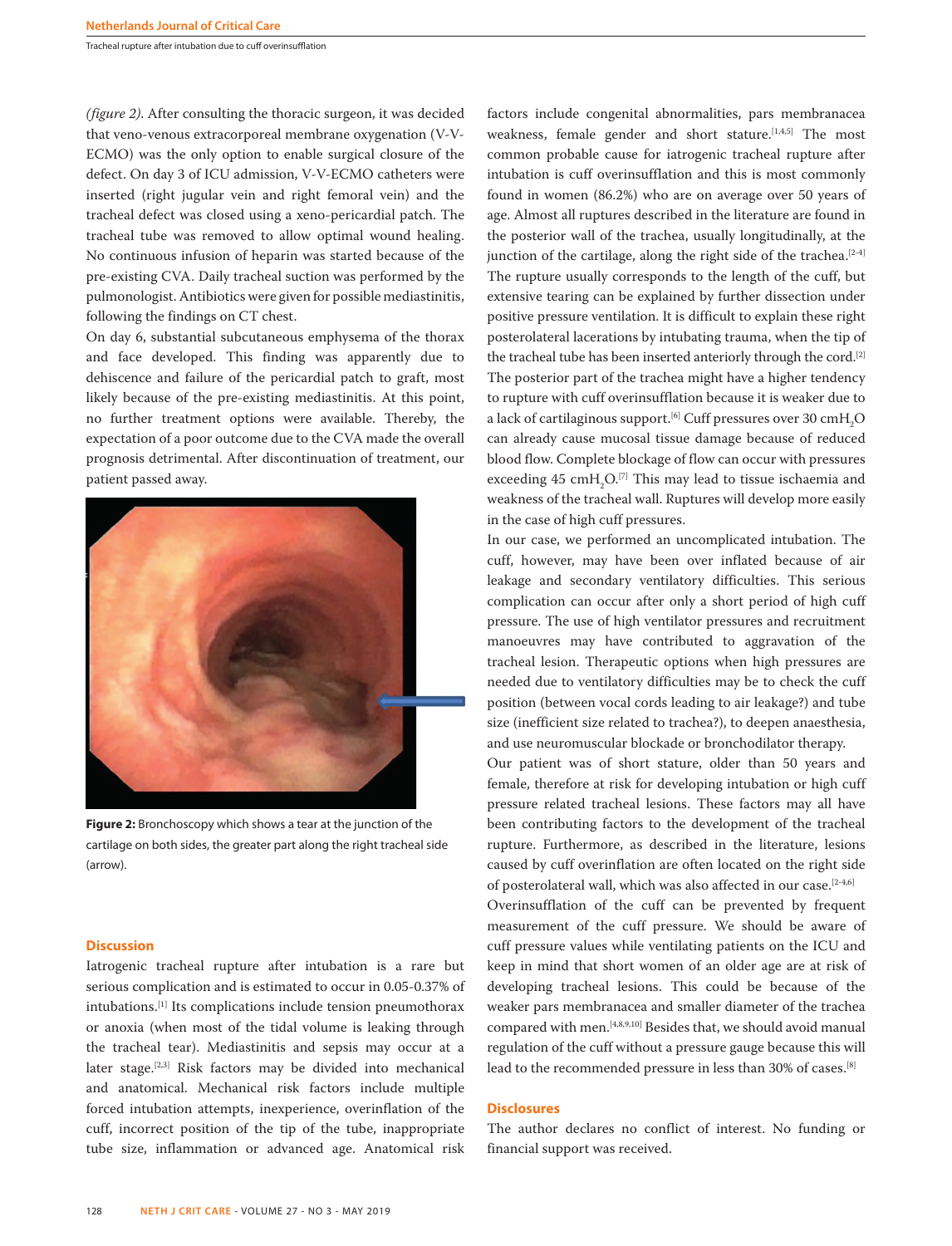*(figure 2)*. After consulting the thoracic surgeon, it was decided that veno-venous extracorporeal membrane oxygenation (V-V-ECMO) was the only option to enable surgical closure of the defect. On day 3 of ICU admission, V-V-ECMO catheters were inserted (right jugular vein and right femoral vein) and the tracheal defect was closed using a xeno-pericardial patch. The tracheal tube was removed to allow optimal wound healing. No continuous infusion of heparin was started because of the pre-existing CVA. Daily tracheal suction was performed by the pulmonologist. Antibiotics were given for possible mediastinitis, following the findings on CT chest.

On day 6, substantial subcutaneous emphysema of the thorax and face developed. This finding was apparently due to dehiscence and failure of the pericardial patch to graft, most likely because of the pre-existing mediastinitis. At this point, no further treatment options were available. Thereby, the expectation of a poor outcome due to the CVA made the overall prognosis detrimental. After discontinuation of treatment, our patient passed away.

**Figure 2:** Bronchoscopy which shows a tear at the junction of the cartilage on both sides, the greater part along the right tracheal side (arrow).

## Discussion

Iatrogenic tracheal rupture after intubation is a rare but serious complication and is estimated to occur in 0.05-0.37% of intubations.[1] Its complications include tension pneumothorax or anoxia (when most of the tidal volume is leaking through the tracheal tear). Mediastinitis and sepsis may occur at a later stage.[2,3] Risk factors may be divided into mechanical and anatomical. Mechanical risk factors include multiple forced intubation attempts, inexperience, overinflation of the cuff, incorrect position of the tip of the tube, inappropriate tube size, inflammation or advanced age. Anatomical risk factors include congenital abnormalities, pars membranacea weakness, female gender and short stature.[1,4,5] The most common probable cause for iatrogenic tracheal rupture after intubation is cuff overinsufflation and this is most commonly found in women (86.2%) who are on average over 50 years of age. Almost all ruptures described in the literature are found in the posterior wall of the trachea, usually longitudinally, at the junction of the cartilage, along the right side of the trachea.[2-4] The rupture usually corresponds to the length of the cuff, but extensive tearing can be explained by further dissection under positive pressure ventilation. It is difficult to explain these right posterolateral lacerations by intubating trauma, when the tip of the tracheal tube has been inserted anteriorly through the cord.[2] The posterior part of the trachea might have a higher tendency to rupture with cuff overinsufflation because it is weaker due to a lack of cartilaginous support.[6] Cuff pressures over 30 $cmH_2O$ can already cause mucosal tissue damage because of reduced blood flow. Complete blockage of flow can occur with pressures exceeding 45 $cmH_2O$.[7] This may lead to tissue ischaemia and weakness of the tracheal wall. Ruptures will develop more easily in the case of high cuff pressures.

In our case, we performed an uncomplicated intubation. The cuff, however, may have been over inflated because of air leakage and secondary ventilatory difficulties. This serious complication can occur after only a short period of high cuff pressure. The use of high ventilator pressures and recruitment manoeuvres may have contributed to aggravation of the tracheal lesion. Therapeutic options when high pressures are needed due to ventilatory difficulties may be to check the cuff position (between vocal cords leading to air leakage?) and tube size (inefficient size related to trachea?), to deepen anaesthesia, and use neuromuscular blockade or bronchodilator therapy.

Our patient was of short stature, older than 50 years and female, therefore at risk for developing intubation or high cuff pressure related tracheal lesions. These factors may all have been contributing factors to the development of the tracheal rupture. Furthermore, as described in the literature, lesions caused by cuff overinflation are often located on the right side of posterolateral wall, which was also affected in our case.[2-4,6]

Overinsufflation of the cuff can be prevented by frequent measurement of the cuff pressure. We should be aware of cuff pressure values while ventilating patients on the ICU and keep in mind that short women of an older age are at risk of developing tracheal lesions. This could be because of the weaker pars membranacea and smaller diameter of the trachea compared with men.[4,8,9,10] Besides that, we should avoid manual regulation of the cuff without a pressure gauge because this will lead to the recommended pressure in less than 30% of cases.[8]

## Disclosures

The author declares no conflict of interest. No funding or financial support was received.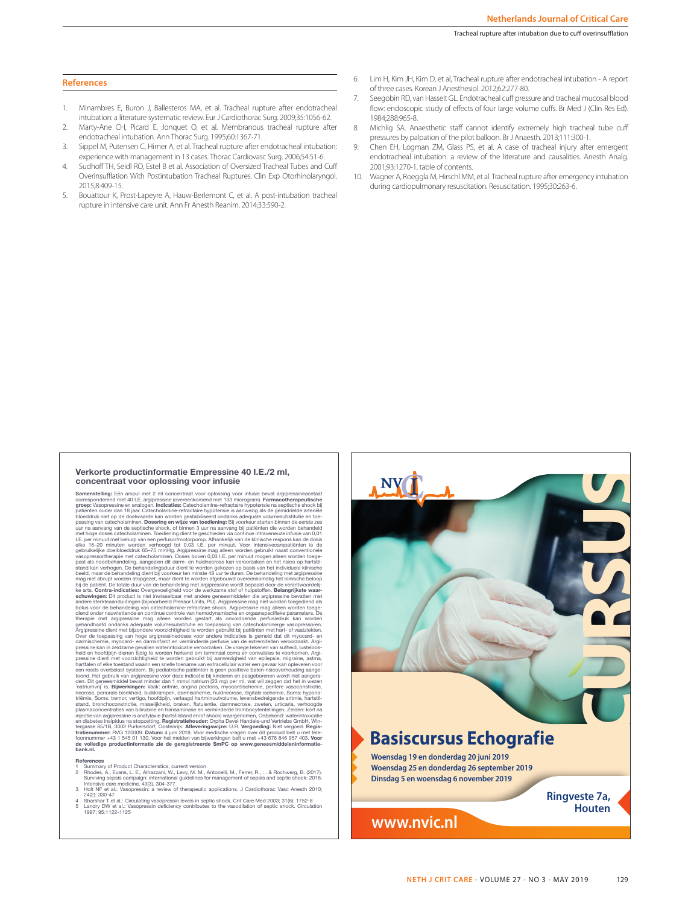## References

1. Minambres E, Buron J, Ballesteros MA, et al. Tracheal rupture after endotracheal intubation: a literature systematic review. Eur J Cardiothorac Surg. 2009;35:1056-62.
2. Marty-Ane CH, Picard E, Jonquet O, et al. Membranous tracheal rupture after endotracheal intubation. Ann Thorac Surg. 1995;60:1367-71.
3. Sippel M, Putensen C, Hirner A, et al. Tracheal rupture after endotracheal intubation: experience with management in 13 cases. Thorac Cardiovasc Surg. 2006;54:51-6.
4. Sudhoff TH, Seidl RO, Estel B et al. Association of Oversized Tracheal Tubes and Cuff Overinsufflation With Postintubation Tracheal Ruptures. Clin Exp Otorhinolaryngol. 2015;8:409-15.
5. Bouattour K, Prost-Lapeyre A, Hauw-Berlemont C, et al. A post-intubation tracheal rupture in intensive care unit. Ann Fr Anesth Reanim. 2014;33:590-2.
6. Lim H, Kim JH, Kim D, et al, Tracheal rupture after endotracheal intubation - A report of three cases. Korean J Anesthesiol. 2012;62:277-80.
7. Seegobin RD, van Hasselt GL. Endotracheal cuff pressure and tracheal mucosal blood flow: endoscopic study of effects of four large volume cuffs. Br Med J (Clin Res Ed). 1984;288:965-8.
8. Michlig SA. Anaesthetic staff cannot identify extremely high tracheal tube cuff pressures by palpation of the pilot balloon. Br J Anaesth. 2013;111:300-1.
9. Chen EH, Logman ZM, Glass PS, et al. A case of tracheal injury after emergent endotracheal intubation: a review of the literature and causalities. Anesth Analg. 2001;93:1270-1, table of contents.
10. Wagner A, Roeggla M, Hirschl MM, et al. Tracheal rupture after emergency intubation during cardiopulmonary resuscitation. Resuscitation. 1995;30:263-6.

**Verkorte productinformatie Empressine 40 I.E./2 ml, concentraat voor oplossing voor infusie**

**Samenstelling:** Eén ampul met 2 ml concentraat voor oplossing voor infusie bevat argipressineacetaat corresponderend met 40 I.E. argipressine (overeenkomend met 133 microgram). **Farmacotherapeutische groep:** Vasopressine en analogen. **Indicaties:** Catecholamine-refractaire hypotensie na septische shock bij patiënten ouder dan 18 jaar. Catecholamine-refractaire hypotensie is aanwezig als de gemiddelde arteriële bloeddruk niet op de doelwaarde kan worden gestabiliseerd ondanks adequate volumesubstitutie en toepassing van catecholaminen. **Dosering en wijze van toediening:** Bij voorkeur starten binnen de eerste zes uur na aanvang van de septische shock, of binnen 3 uur na aanvang bij patiënten die worden behandeld met hoge doses catecholaminen. Toediening dient te geschieden via continue intraveneuze infusie van 0,01 I.E. per minuut met behulp van een perfusor/motorpomp. Afhankelijk van de klinische respons kan de dosis elke 15–20 minuten worden verhoogd tot 0,03 I.E. per minuut. Voor intensivecarepatiënten is de gebruikelijke doelbloeddruk 65–75 mmHg. Argipressine mag alleen worden gebruikt naast conventionele vasopressortherapie met catecholaminen. Doses boven 0,03 I.E. per minuut mogen alleen worden toegepast als noodbehandeling, aangezien dit darm- en huidnecrose kan veroorzaken en het risico op hartstilstand kan verhogen. De behandelingsduur dient te worden gekozen op basis van het individuele klinische beeld, maar de behandeling dient bij voorkeur ten minste 48 uur te duren. De behandeling met argipressine mag niet abrupt worden stopgezet, maar dient te worden afgebouwd overeenkomstig het klinische beloop bij de patiënt. De totale duur van de behandeling met argipressine wordt bepaald door de verantwoordelijke arts. **Contra-indicaties:** Overgevoeligheid voor de werkzame stof of hulpstoffen. **Belangrijkste waarschuwingen:** Dit product is niet inwisselbaar met andere geneesmiddelen die argipressine bevatten met andere sterkteaanduidingen (bijvoorbeeld Pressor Units, PU). Argipressine mag niet worden toegediend als bolus voor de behandeling van catecholamine-refractaire shock. Argipressine mag alleen worden toegediend onder nauwlettende en continue controle van hemodynamische en orgaanspecifieke parameters. De therapie met argipressine mag alleen worden gestart als onvoldoende perfusiedruk kan worden gehandhaafd ondanks adequate volumesubstitutie en toepassing van catecholaminerge vasopressoren. Argipressine dient met bijzondere voorzichtigheid te worden gebruikt bij patiënten met hart- of vaatziekten. Over de toepassing van hoge argipressinedoses voor andere indicaties is gemeld dat dit myocard- en darmischemie, myocard- en darminfarct en verminderde perfusie van de extremiteiten veroorzaakt. Argipressine kan in zeldzame gevallen waterintoxicatie veroorzaken. De vroege tekenen van sufheid, lusteloosheid en hoofdpijn dienen tijdig te worden herkend om terminaal coma en convulsies te voorkomen. Argipressine dient met voorzichtigheid te worden gebruikt bij aanwezigheid van epilepsie, migraine, astma, hartfalen of elke toestand waarin een snelle toename van extracellulair water een gevaar kan opleveren voor een reeds overbelast systeem. Bij pediatrische patiënten is geen positieve baten-risicoverhouding aangetoond. Het gebruik van argipressine voor deze indicatie bij kinderen en pasgeborenen wordt niet aangeraden. Dit geneesmiddel bevat minder dan 1 mmol natrium (23 mg) per ml, wat wil zeggen dat het in wezen 'natriumvrij' is. **Bijwerkingen:** Vaak: aritmie, angina pectoris, myocardischemie, perifere vasoconstrictie, necrose, periorale bleekheid, buikkrampen, darmischemie, huidnecrose, digitale ischemie, Soms: hyponatriëmie, Soms: tremor, vertigo, hoofdpijn, verlaagd hartminuutvolume, levensbedreigende aritmie, hartstilstand, bronchoconstrictie, misselijkheid, braken, flatulentie, darmnecrose, zweten, urticaria, verhoogde plasmaconcentraties van bilirubine en transaminase en verminderde trombocytentellingen, Zelden: kort na injectie van argipressine is anafylaxie (hartstilstand en/of shock) waargenomen, Onbekend: waterintoxicatie en diabetes insipidus na stopzetting. **Registratiehouder:** Orpha Devel Handels-und Vertriebs GmbH, Wintergasse 85/1B, 3002 Purkersdorf, Oostenrijk. **Afleveringswijze:** U.R. **Vergoeding:** Niet vergoed. **Registratienummer:** RVG 120009. **Datum:** 4 juni 2018. Voor medische vragen over dit product belt u met telefoonnummer +43 1 545 01 130. Voor het melden van bijwerkingen belt u met +43 676 846 957 403. **Voor de volledige productinformatie zie de geregistreerde SmPC op www.geneesmiddeleninformatiebank.nl.**

**References**

1. Summary of Product Characteristics, current version
2. Rhodes, A., Evans, L. E., Alhazzani, W., Levy, M. M., Antonelli, M., Ferrer, R., ... & Rochwerg, B. (2017). Surviving sepsis campaign: international guidelines for management of sepsis and septic shock: 2016. Intensive care medicine, 43(3), 304-377.
3. Holt NF et al.: Vasopressin: a review of therapeutic applications. J Cardiothorac Vasc Anesth 2010; 24(2): 330-47
4. Sharshar T et al.: Circulating vasopressin levels in septic shock. Crit Care Med 2003; 31(6): 1752-8
5. Landry DW et al.: Vasopressin deficiency contributes to the vasodilation of septic shock. Circulation 1997; 95:1122-1125

NVIC

CURSUS

**Basiscursus Echografie**

Woensdag 19 en donderdag 20 juni 2019
Woensdag 25 en donderdag 26 september 2019
Dinsdag 5 en woensdag 6 november 2019

Ringveste 7a, Houten

www.nvic.nl